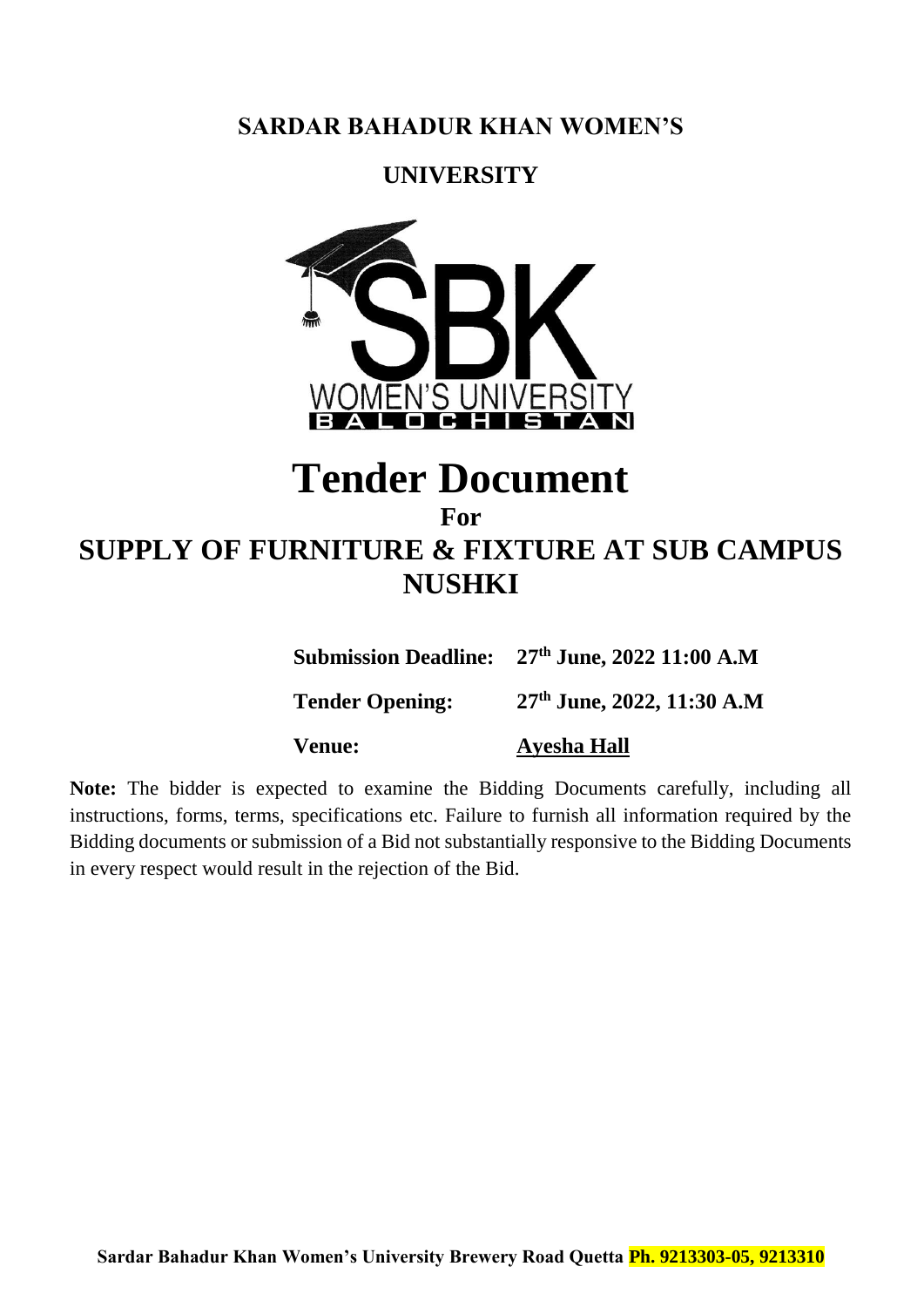**SARDAR BAHADUR KHAN WOMEN'S**

**UNIVERSITY**

# Tender Document

**For**

## SUPPLY OF FURNITURE & FIXTURE AT SUB CAMPUS NUSHKI

| | |
|---|---|
| **Submission Deadline:** | **27th June, 2022 11:00 A.M** |
| **Tender Opening:** | **27th June, 2022, 11:30 A.M** |
| **Venue:** | **Ayesha Hall** |

**Note:** The bidder is expected to examine the Bidding Documents carefully, including all instructions, forms, terms, specifications etc. Failure to furnish all information required by the Bidding documents or submission of a Bid not substantially responsive to the Bidding Documents in every respect would result in the rejection of the Bid.

**Sardar Bahadur Khan Women's University Brewery Road Quetta Ph. 9213303-05, 9213310**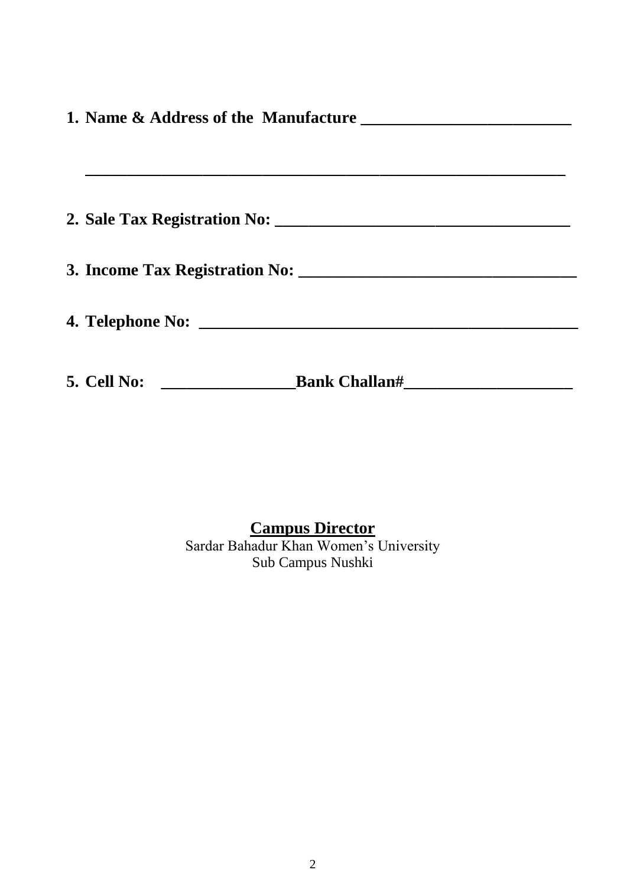1. **Name & Address of the Manufacture __________________________**

   **___________________________________________________________**

2. **Sale Tax Registration No: ____________________________________**

3. **Income Tax Registration No: _________________________________**

4. **Telephone No: _______________________________________________**

5. **Cell No: ________________Bank Challan#____________________**

**<u>Campus Director</u>**
Sardar Bahadur Khan Women's University
Sub Campus Nushki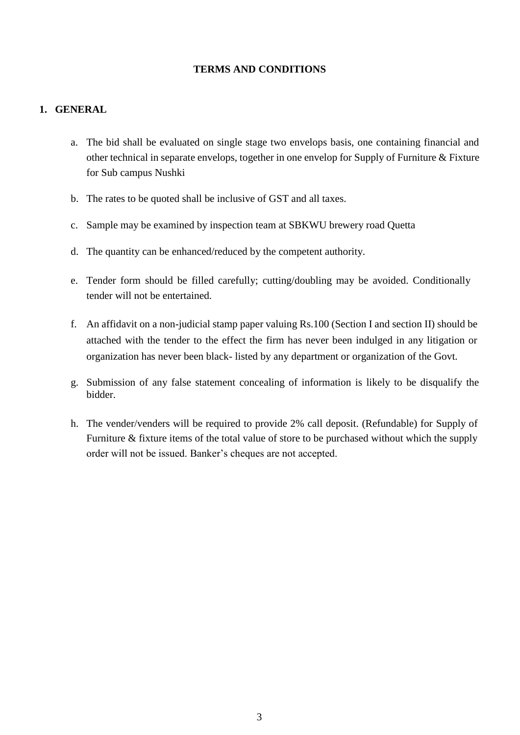**TERMS AND CONDITIONS**

**1. GENERAL**

a. The bid shall be evaluated on single stage two envelops basis, one containing financial and other technical in separate envelops, together in one envelop for Supply of Furniture & Fixture for Sub campus Nushki

b. The rates to be quoted shall be inclusive of GST and all taxes.

c. Sample may be examined by inspection team at SBKWU brewery road Quetta

d. The quantity can be enhanced/reduced by the competent authority.

e. Tender form should be filled carefully; cutting/doubling may be avoided. Conditionally tender will not be entertained.

f. An affidavit on a non-judicial stamp paper valuing Rs.100 (Section I and section II) should be attached with the tender to the effect the firm has never been indulged in any litigation or organization has never been black- listed by any department or organization of the Govt.

g. Submission of any false statement concealing of information is likely to be disqualify the bidder.

h. The vender/venders will be required to provide 2% call deposit. (Refundable) for Supply of Furniture & fixture items of the total value of store to be purchased without which the supply order will not be issued. Banker's cheques are not accepted.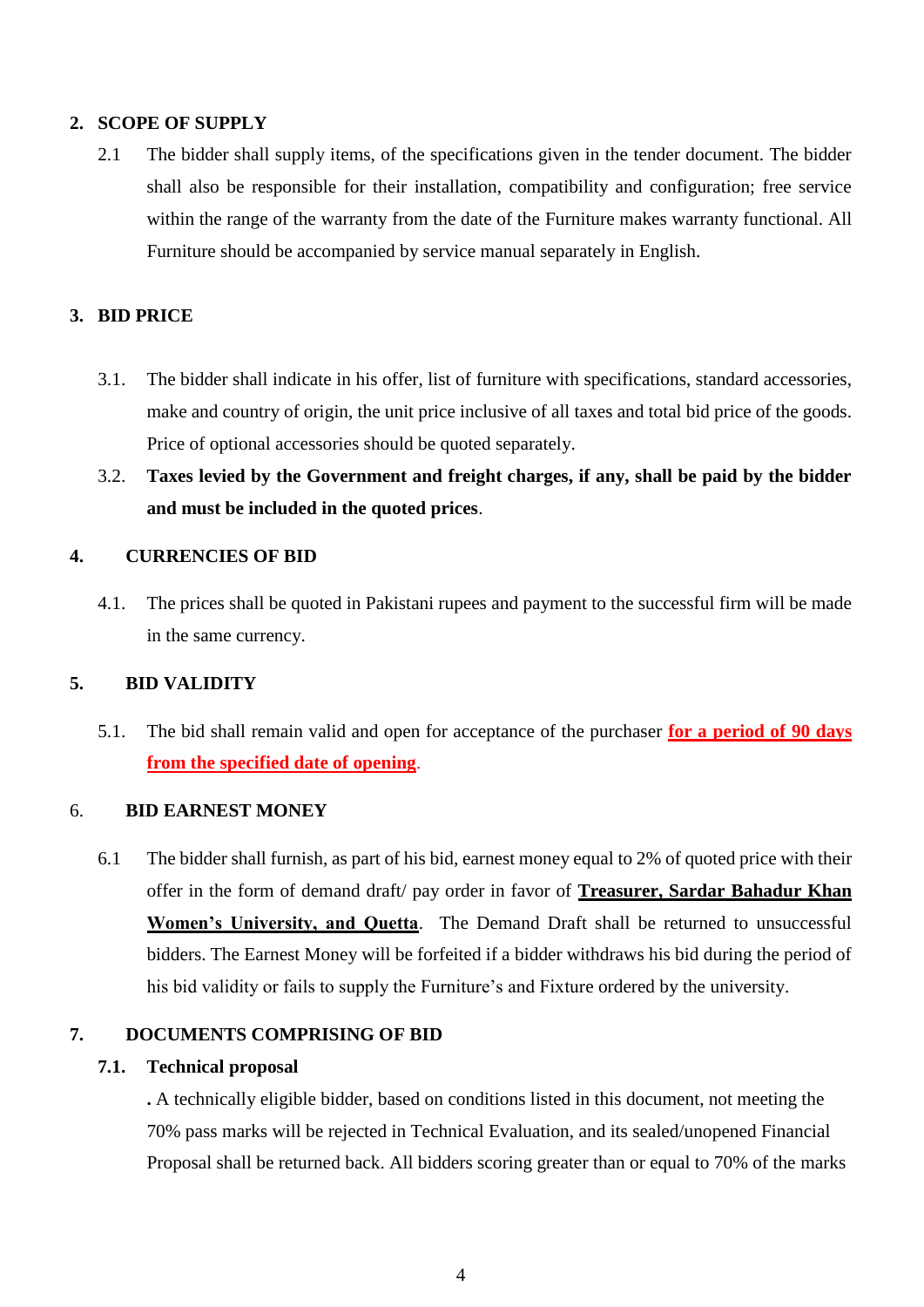## 2. SCOPE OF SUPPLY

2.1 The bidder shall supply items, of the specifications given in the tender document. The bidder shall also be responsible for their installation, compatibility and configuration; free service within the range of the warranty from the date of the Furniture makes warranty functional. All Furniture should be accompanied by service manual separately in English.

## 3. BID PRICE

3.1. The bidder shall indicate in his offer, list of furniture with specifications, standard accessories, make and country of origin, the unit price inclusive of all taxes and total bid price of the goods. Price of optional accessories should be quoted separately.

3.2. **Taxes levied by the Government and freight charges, if any, shall be paid by the bidder and must be included in the quoted prices**.

## 4. CURRENCIES OF BID

4.1. The prices shall be quoted in Pakistani rupees and payment to the successful firm will be made in the same currency.

## 5. BID VALIDITY

5.1. The bid shall remain valid and open for acceptance of the purchaser **for a period of 90 days from the specified date of opening**.

## 6. BID EARNEST MONEY

6.1 The bidder shall furnish, as part of his bid, earnest money equal to 2% of quoted price with their offer in the form of demand draft/ pay order in favor of **Treasurer, Sardar Bahadur Khan Women's University, and Quetta**. The Demand Draft shall be returned to unsuccessful bidders. The Earnest Money will be forfeited if a bidder withdraws his bid during the period of his bid validity or fails to supply the Furniture's and Fixture ordered by the university.

## 7. DOCUMENTS COMPRISING OF BID

### 7.1. Technical proposal

**.** A technically eligible bidder, based on conditions listed in this document, not meeting the 70% pass marks will be rejected in Technical Evaluation, and its sealed/unopened Financial Proposal shall be returned back. All bidders scoring greater than or equal to 70% of the marks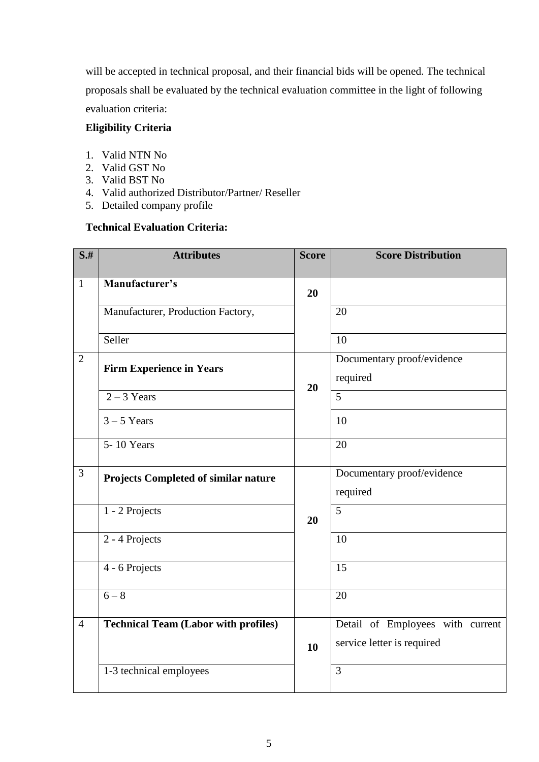will be accepted in technical proposal, and their financial bids will be opened. The technical proposals shall be evaluated by the technical evaluation committee in the light of following evaluation criteria:

**Eligibility Criteria**

1. Valid NTN No
2. Valid GST No
3. Valid BST No
4. Valid authorized Distributor/Partner/ Reseller
5. Detailed company profile

**Technical Evaluation Criteria:**

| S.# | Attributes | Score | Score Distribution |
|---|---|---|---|
| 1 | **Manufacturer's** | **20** | |
| | Manufacturer, Production Factory, | | 20 |
| | Seller | | 10 |
| 2 | **Firm Experience in Years** | **20** | Documentary proof/evidence required |
| | 2 – 3 Years | | 5 |
| | 3 – 5 Years | | 10 |
| | 5- 10 Years | | 20 |
| 3 | **Projects Completed of similar nature** | **20** | Documentary proof/evidence required |
| | 1 - 2 Projects | | 5 |
| | 2 - 4 Projects | | 10 |
| | 4 - 6 Projects | | 15 |
| | 6 – 8 | | 20 |
| 4 | **Technical Team (Labor with profiles)** | **10** | Detail of Employees with current service letter is required |
| | 1-3 technical employees | | 3 |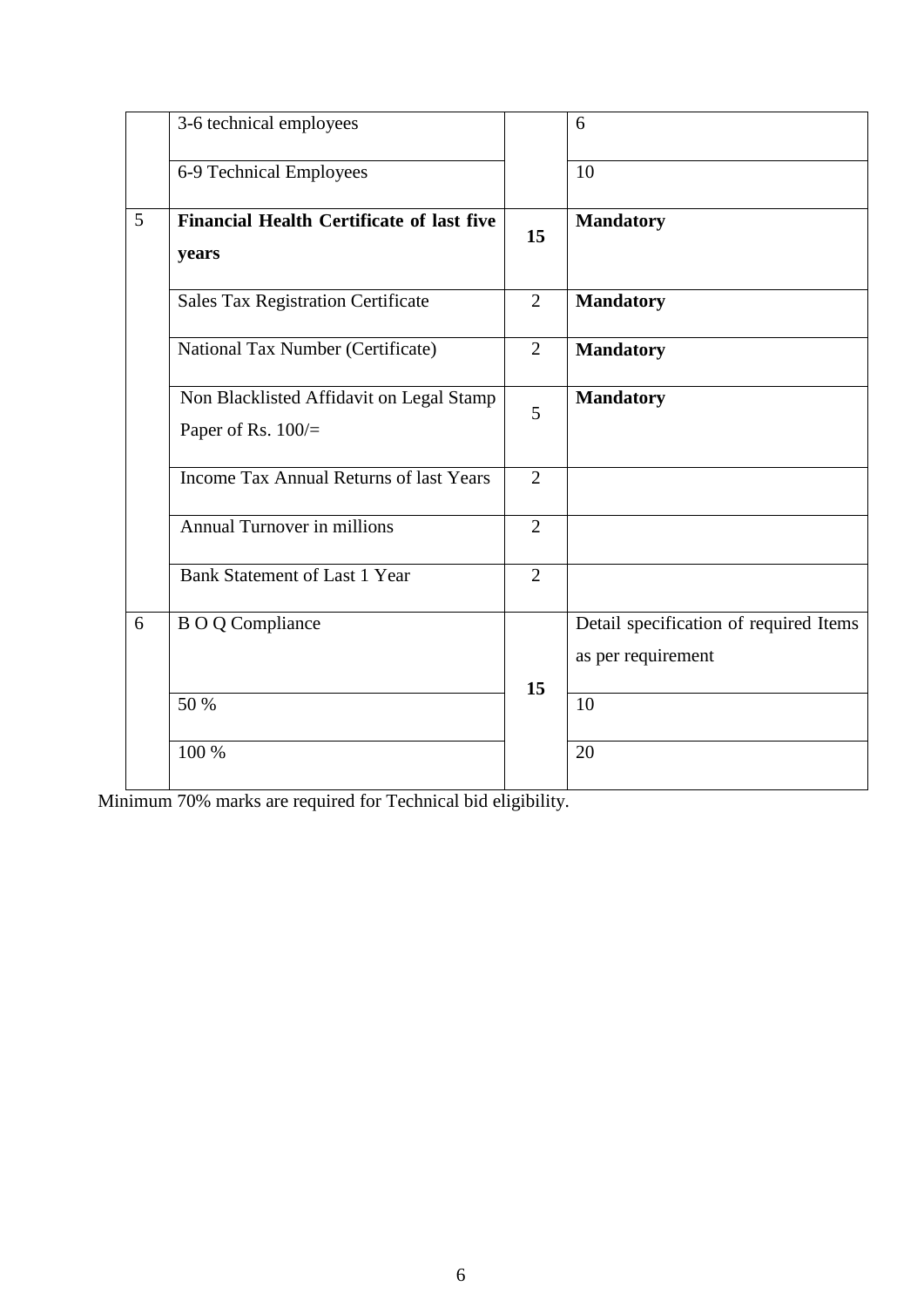| | | | |
|---|---|---|---|
| | 3-6 technical employees | | 6 |
| | 6-9 Technical Employees | | 10 |
| 5 | **Financial Health Certificate of last five years** | **15** | **Mandatory** |
| | Sales Tax Registration Certificate | 2 | **Mandatory** |
| | National Tax Number (Certificate) | 2 | **Mandatory** |
| | Non Blacklisted Affidavit on Legal Stamp Paper of Rs. 100/= | 5 | **Mandatory** |
| | Income Tax Annual Returns of last Years | 2 | |
| | Annual Turnover in millions | 2 | |
| | Bank Statement of Last 1 Year | 2 | |
| 6 | B O Q Compliance | **15** | Detail specification of required Items as per requirement |
| | 50 % | | 10 |
| | 100 % | | 20 |

Minimum 70% marks are required for Technical bid eligibility.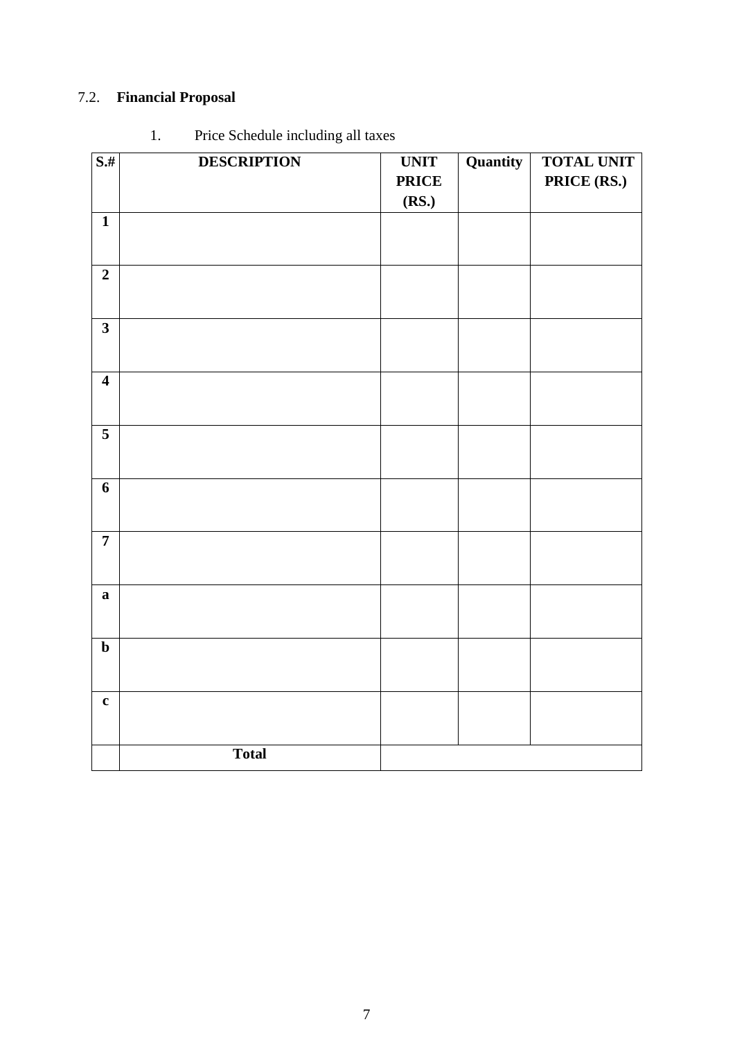## 7.2. **Financial Proposal**

1. Price Schedule including all taxes

| **S.#** | **DESCRIPTION** | **UNIT PRICE (RS.)** | **Quantity** | **TOTAL UNIT PRICE (RS.)** |
|---|---|---|---|---|
| **1** | | | | |
| **2** | | | | |
| **3** | | | | |
| **4** | | | | |
| **5** | | | | |
| **6** | | | | |
| **7** | | | | |
| **a** | | | | |
| **b** | | | | |
| **c** | | | | |
| | **Total** | | | |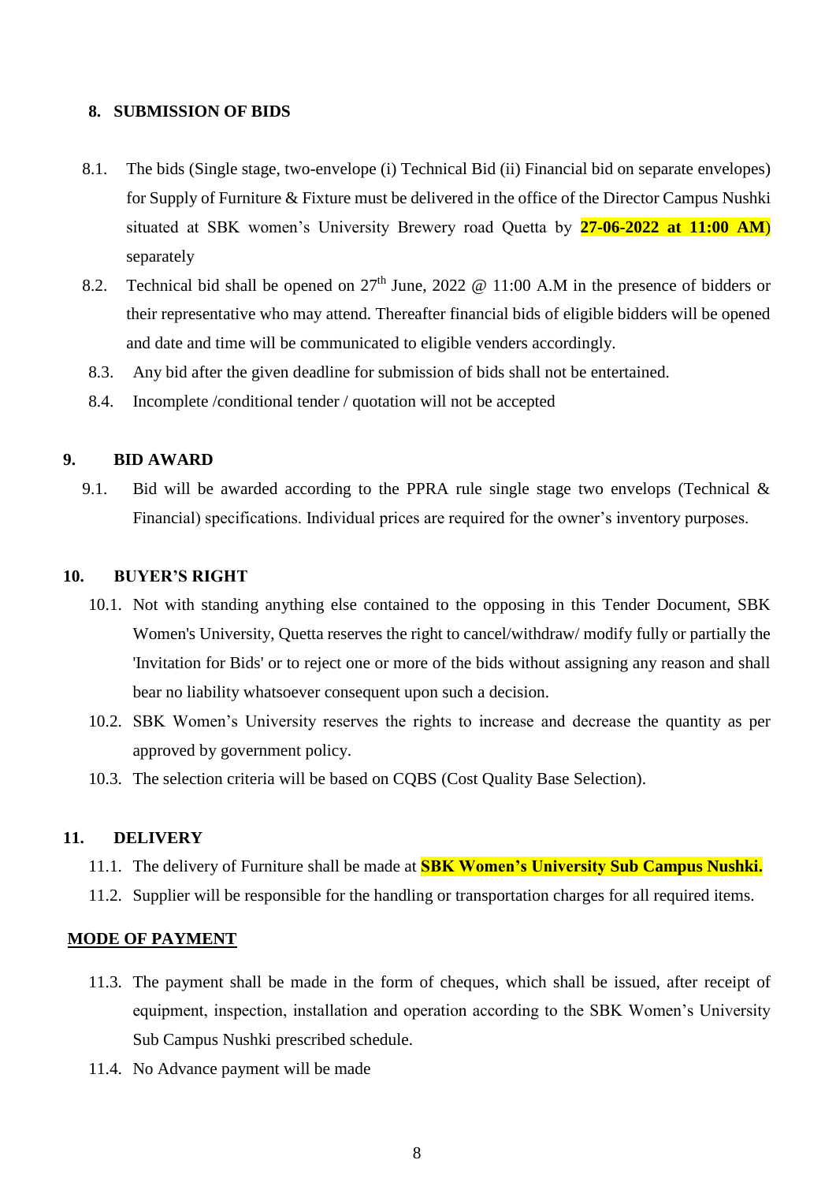## 8. SUBMISSION OF BIDS

8.1. The bids (Single stage, two-envelope (i) Technical Bid (ii) Financial bid on separate envelopes) for Supply of Furniture & Fixture must be delivered in the office of the Director Campus Nushki situated at SBK women's University Brewery road Quetta by **27-06-2022 at 11:00 AM**) separately

8.2. Technical bid shall be opened on 27th June, 2022 @ 11:00 A.M in the presence of bidders or their representative who may attend. Thereafter financial bids of eligible bidders will be opened and date and time will be communicated to eligible venders accordingly.

8.3. Any bid after the given deadline for submission of bids shall not be entertained.

8.4. Incomplete /conditional tender / quotation will not be accepted

## 9. BID AWARD

9.1. Bid will be awarded according to the PPRA rule single stage two envelops (Technical & Financial) specifications. Individual prices are required for the owner's inventory purposes.

## 10. BUYER'S RIGHT

10.1. Not with standing anything else contained to the opposing in this Tender Document, SBK Women's University, Quetta reserves the right to cancel/withdraw/ modify fully or partially the 'Invitation for Bids' or to reject one or more of the bids without assigning any reason and shall bear no liability whatsoever consequent upon such a decision.

10.2. SBK Women's University reserves the rights to increase and decrease the quantity as per approved by government policy.

10.3. The selection criteria will be based on CQBS (Cost Quality Base Selection).

## 11. DELIVERY

11.1. The delivery of Furniture shall be made at **SBK Women's University Sub Campus Nushki.**

11.2. Supplier will be responsible for the handling or transportation charges for all required items.

**<u>MODE OF PAYMENT</u>**

11.3. The payment shall be made in the form of cheques, which shall be issued, after receipt of equipment, inspection, installation and operation according to the SBK Women's University Sub Campus Nushki prescribed schedule.

11.4. No Advance payment will be made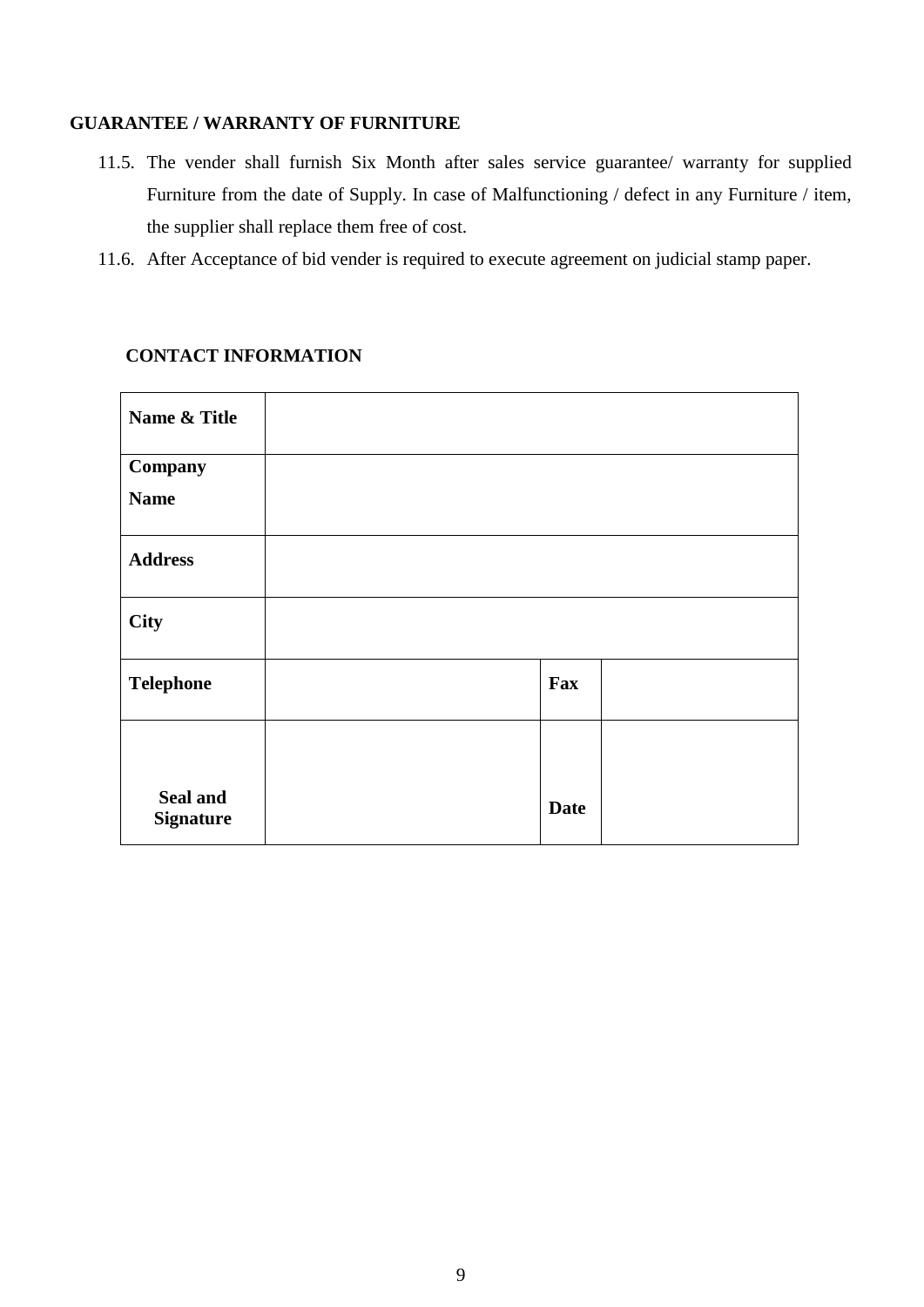**GUARANTEE / WARRANTY OF FURNITURE**

11.5. The vender shall furnish Six Month after sales service guarantee/ warranty for supplied Furniture from the date of Supply. In case of Malfunctioning / defect in any Furniture / item, the supplier shall replace them free of cost.

11.6. After Acceptance of bid vender is required to execute agreement on judicial stamp paper.

**CONTACT INFORMATION**

| **Name & Title** | | | |
|---|---|---|---|
| **Company Name** | | | |
| **Address** | | | |
| **City** | | | |
| **Telephone** | | **Fax** | |
| **Seal and Signature** | | **Date** | |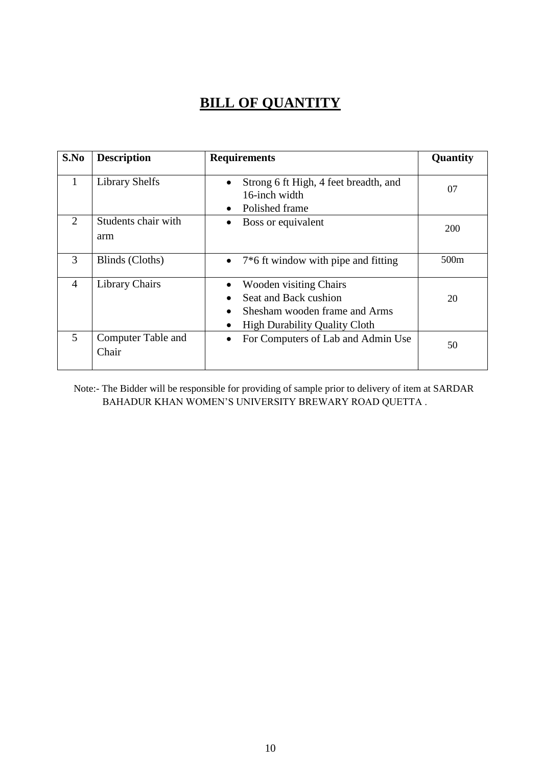# BILL OF QUANTITY

| S.No | Description | Requirements | Quantity |
|---|---|---|---|
| 1 | Library Shelfs | • Strong 6 ft High, 4 feet breadth, and 16-inch width<br>• Polished frame | 07 |
| 2 | Students chair with arm | • Boss or equivalent | 200 |
| 3 | Blinds (Cloths) | • 7*6 ft window with pipe and fitting | 500m |
| 4 | Library Chairs | • Wooden visiting Chairs<br>• Seat and Back cushion<br>• Shesham wooden frame and Arms<br>• High Durability Quality Cloth | 20 |
| 5 | Computer Table and Chair | • For Computers of Lab and Admin Use | 50 |

Note:- The Bidder will be responsible for providing of sample prior to delivery of item at SARDAR BAHADUR KHAN WOMEN'S UNIVERSITY BREWARY ROAD QUETTA .